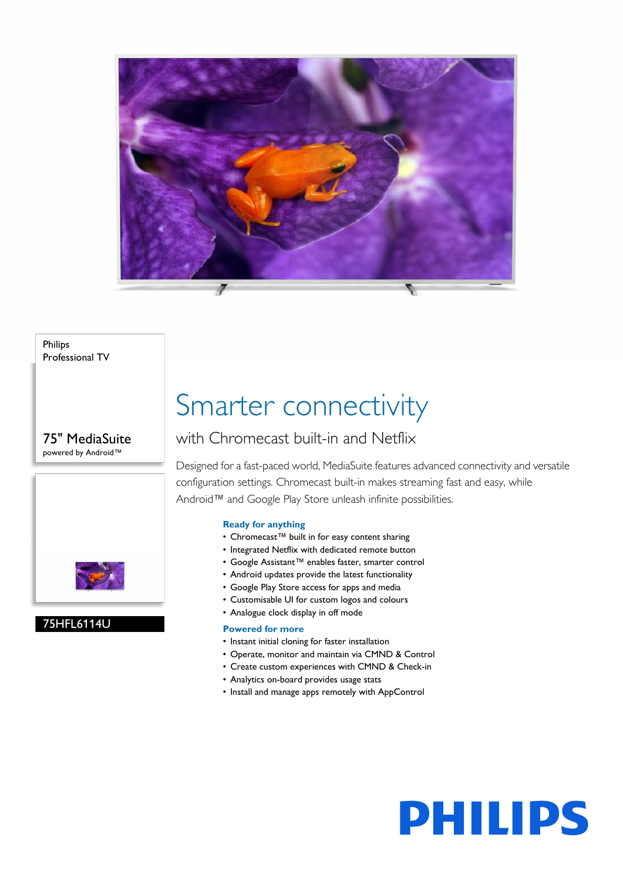Philips
Professional TV

75" MediaSuite
powered by Android™

75HFL6114U

# Smarter connectivity

## with Chromecast built-in and Netflix

Designed for a fast-paced world, MediaSuite features advanced connectivity and versatile configuration settings. Chromecast built-in makes streaming fast and easy, while Android™ and Google Play Store unleash infinite possibilities.

### Ready for anything

- Chromecast™ built in for easy content sharing
- Integrated Netflix with dedicated remote button
- Google Assistant™ enables faster, smarter control
- Android updates provide the latest functionality
- Google Play Store access for apps and media
- Customisable UI for custom logos and colours
- Analogue clock display in off mode

### Powered for more

- Instant initial cloning for faster installation
- Operate, monitor and maintain via CMND & Control
- Create custom experiences with CMND & Check-in
- Analytics on-board provides usage stats
- Install and manage apps remotely with AppControl

PHILIPS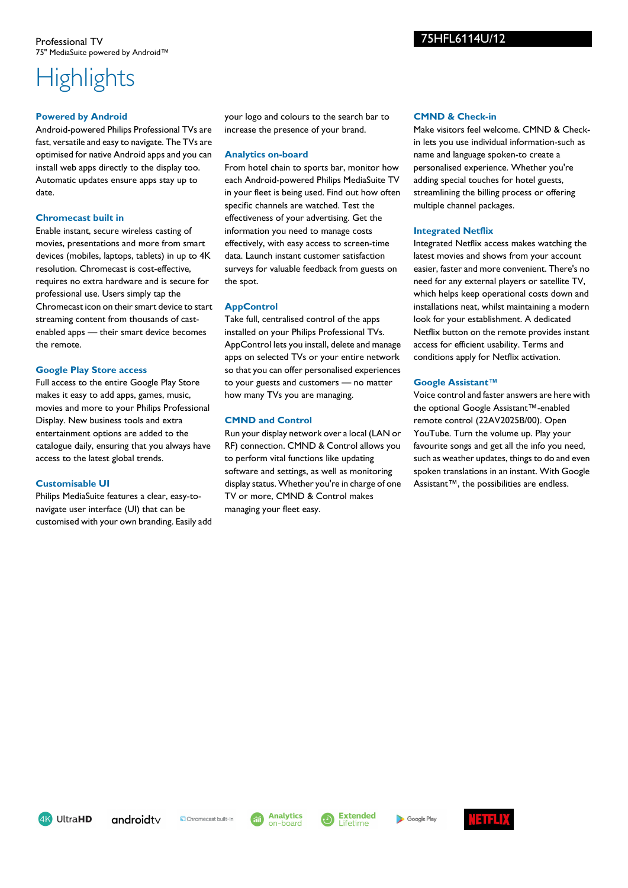# Highlights

### Powered by Android

Android-powered Philips Professional TVs are fast, versatile and easy to navigate. The TVs are optimised for native Android apps and you can install web apps directly to the display too. Automatic updates ensure apps stay up to date.

### Chromecast built in

Enable instant, secure wireless casting of movies, presentations and more from smart devices (mobiles, laptops, tablets) in up to 4K resolution. Chromecast is cost-effective, requires no extra hardware and is secure for professional use. Users simply tap the Chromecast icon on their smart device to start streaming content from thousands of cast-enabled apps — their smart device becomes the remote.

### Google Play Store access

Full access to the entire Google Play Store makes it easy to add apps, games, music, movies and more to your Philips Professional Display. New business tools and extra entertainment options are added to the catalogue daily, ensuring that you always have access to the latest global trends.

### Customisable UI

Philips MediaSuite features a clear, easy-to-navigate user interface (UI) that can be customised with your own branding. Easily add your logo and colours to the search bar to increase the presence of your brand.

### Analytics on-board

From hotel chain to sports bar, monitor how each Android-powered Philips MediaSuite TV in your fleet is being used. Find out how often specific channels are watched. Test the effectiveness of your advertising. Get the information you need to manage costs effectively, with easy access to screen-time data. Launch instant customer satisfaction surveys for valuable feedback from guests on the spot.

### AppControl

Take full, centralised control of the apps installed on your Philips Professional TVs. AppControl lets you install, delete and manage apps on selected TVs or your entire network so that you can offer personalised experiences to your guests and customers — no matter how many TVs you are managing.

### CMND and Control

Run your display network over a local (LAN or RF) connection. CMND & Control allows you to perform vital functions like updating software and settings, as well as monitoring display status. Whether you're in charge of one TV or more, CMND & Control makes managing your fleet easy.

### CMND & Check-in

Make visitors feel welcome. CMND & Check-in lets you use individual information-such as name and language spoken-to create a personalised experience. Whether you're adding special touches for hotel guests, streamlining the billing process or offering multiple channel packages.

### Integrated Netflix

Integrated Netflix access makes watching the latest movies and shows from your account easier, faster and more convenient. There's no need for any external players or satellite TV, which helps keep operational costs down and installations neat, whilst maintaining a modern look for your establishment. A dedicated Netflix button on the remote provides instant access for efficient usability. Terms and conditions apply for Netflix activation.

### Google Assistant™

Voice control and faster answers are here with the optional Google Assistant™-enabled remote control (22AV2025B/00). Open YouTube. Turn the volume up. Play your favourite songs and get all the info you need, such as weather updates, things to do and even spoken translations in an instant. With Google Assistant™, the possibilities are endless.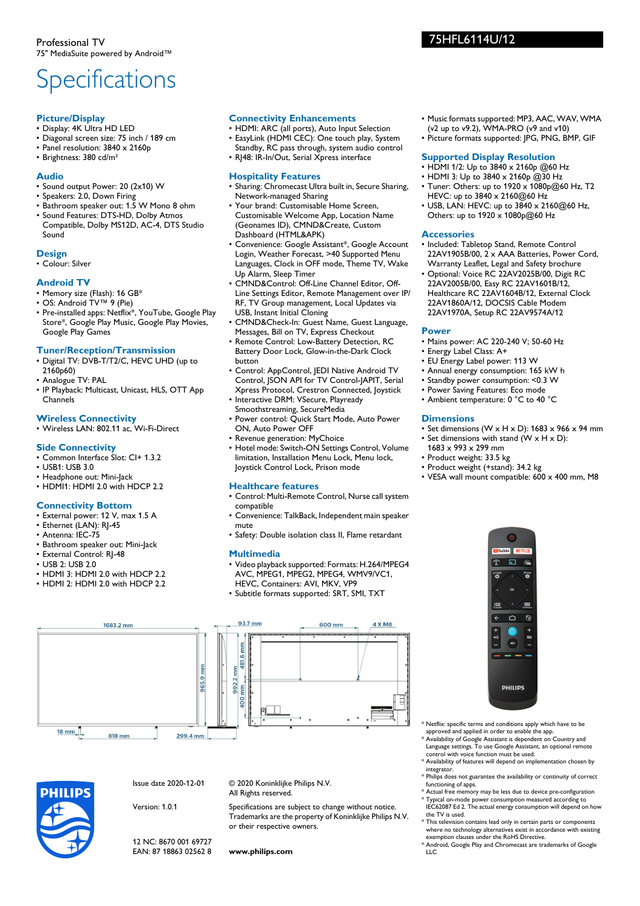Professional TV
75" MediaSuite powered by Android™

75HFL6114U/12

# Specifications

## Picture/Display
- Display: 4K Ultra HD LED
- Diagonal screen size: 75 inch / 189 cm
- Panel resolution: 3840 x 2160p
- Brightness: 380 cd/m²

## Audio
- Sound output Power: 20 (2x10) W
- Speakers: 2.0, Down Firing
- Bathroom speaker out: 1.5 W Mono 8 ohm
- Sound Features: DTS-HD, Dolby Atmos Compatible, Dolby MS12D, AC-4, DTS Studio Sound

## Design
- Colour: Silver

## Android TV
- Memory size (Flash): 16 GB*
- OS: Android TV™ 9 (Pie)
- Pre-installed apps: Netflix*, YouTube, Google Play Store*, Google Play Music, Google Play Movies, Google Play Games

## Tuner/Reception/Transmission
- Digital TV: DVB-T/T2/C, HEVC UHD (up to 2160p60)
- Analogue TV: PAL
- IP Playback: Multicast, Unicast, HLS, OTT App Channels

## Wireless Connectivity
- Wireless LAN: 802.11 ac, Wi-Fi-Direct

## Side Connectivity
- Common Interface Slot: CI+ 1.3.2
- USB1: USB 3.0
- Headphone out: Mini-Jack
- HDMI1: HDMI 2.0 with HDCP 2.2

## Connectivity Bottom
- External power: 12 V, max 1.5 A
- Ethernet (LAN): RJ-45
- Antenna: IEC-75
- Bathroom speaker out: Mini-Jack
- External Control: RJ-48
- USB 2: USB 2.0
- HDMI 3: HDMI 2.0 with HDCP 2.2
- HDMI 2: HDMI 2.0 with HDCP 2.2

## Connectivity Enhancements
- HDMI: ARC (all ports), Auto Input Selection
- EasyLink (HDMI CEC): One touch play, System Standby, RC pass through, system audio control
- RJ48: IR-In/Out, Serial Xpress interface

## Hospitality Features
- Sharing: Chromecast Ultra built in, Secure Sharing, Network-managed Sharing
- Your brand: Customisable Home Screen, Customisable Welcome App, Location Name (Geonames ID), CMND&Create, Custom Dashboard (HTML&APK)
- Convenience: Google Assistant*, Google Account Login, Weather Forecast, >40 Supported Menu Languages, Clock in OFF mode, Theme TV, Wake Up Alarm, Sleep Timer
- CMND&Control: Off-Line Channel Editor, Off-Line Settings Editor, Remote Management over IP/RF, TV Group management, Local Updates via USB, Instant Initial Cloning
- CMND&Check-In: Guest Name, Guest Language, Messages, Bill on TV, Express Checkout
- Remote Control: Low-Battery Detection, RC Battery Door Lock, Glow-in-the-Dark Clock button
- Control: AppControl, JEDI Native Android TV Control, JSON API for TV Control-JAPIT, Serial Xpress Protocol, Crestron Connected, Joystick
- Interactive DRM: VSecure, Playready Smoothstreaming, SecureMedia
- Power control: Quick Start Mode, Auto Power ON, Auto Power OFF
- Revenue generation: MyChoice
- Hotel mode: Switch-ON Settings Control, Volume limitation, Installation Menu Lock, Menu lock, Joystick Control Lock, Prison mode

## Healthcare features
- Control: Multi-Remote Control, Nurse call system compatible
- Convenience: TalkBack, Independent main speaker mute
- Safety: Double isolation class II, Flame retardant

## Multimedia
- Video playback supported: Formats: H.264/MPEG4 AVC, MPEG1, MPEG2, MPEG4, WMV9/VC1, HEVC, Containers: AVI, MKV, VP9
- Subtitle formats supported: SRT, SMI, TXT
- Music formats supported: MP3, AAC, WAV, WMA (v2 up to v9.2), WMA-PRO (v9 and v10)
- Picture formats supported: JPG, PNG, BMP, GIF

## Supported Display Resolution
- HDMI 1/2: Up to 3840 x 2160p @60 Hz
- HDMI 3: Up to 3840 x 2160p @30 Hz
- Tuner: Others: up to 1920 x 1080p@60 Hz, T2 HEVC: up to 3840 x 2160@60 Hz
- USB, LAN: HEVC: up to 3840 x 2160@60 Hz, Others: up to 1920 x 1080p@60 Hz

## Accessories
- Included: Tabletop Stand, Remote Control 22AV1905B/00, 2 x AAA Batteries, Power Cord, Warranty Leaflet, Legal and Safety brochure
- Optional: Voice RC 22AV2025B/00, Digit RC 22AV2005B/00, Easy RC 22AV1601B/12, Healthcare RC 22AV1604B/12, External Clock 22AV1860A/12, DOCSIS Cable Modem 22AV1970A, Setup RC 22AV9574A/12

## Power
- Mains power: AC 220-240 V; 50-60 Hz
- Energy Label Class: A+
- EU Energy Label power: 113 W
- Annual energy consumption: 165 kW h
- Standby power consumption: <0.3 W
- Power Saving Features: Eco mode
- Ambient temperature: 0 °C to 40 °C

## Dimensions
- Set dimensions (W x H x D): 1683 x 966 x 94 mm
- Set dimensions with stand (W x H x D): 1683 x 993 x 299 mm
- Product weight: 33.5 kg
- Product weight (+stand): 34.2 kg
- VESA wall mount compatible: 600 x 400 mm, M8

1683.2 mm
965.9 mm
18 mm
818 mm
299.4 mm
93.7 mm
992.2 mm
481.6 mm
400 mm
600 mm
4 X M8

Issue date 2020-12-01

Version: 1.0.1

12 NC: 8670 001 69727
EAN: 87 18863 02562 8

© 2020 Koninklijke Philips N.V.
All Rights reserved.

Specifications are subject to change without notice. Trademarks are the property of Koninklijke Philips N.V. or their respective owners.

www.philips.com

\* Netflix: specific terms and conditions apply which have to be approved and applied in order to enable the app.
\* Availability of Google Assistant is dependent on Country and Language settings. To use Google Assistant, an optional remote control with voice function must be used.
\* Availability of features will depend on implementation chosen by integrator.
\* Philips does not guarantee the availability or continuity of correct functioning of apps.
\* Actual free memory may be less due to device pre-configuration
\* Typical on-mode power consumption measured according to IEC62087 Ed 2. The actual energy consumption will depend on how the TV is used.
\* This television contains lead only in certain parts or components where no technology alternatives exist in accordance with existing exemption clauses under the RoHS Directive.
\* Android, Google Play and Chromecast are trademarks of Google LLC